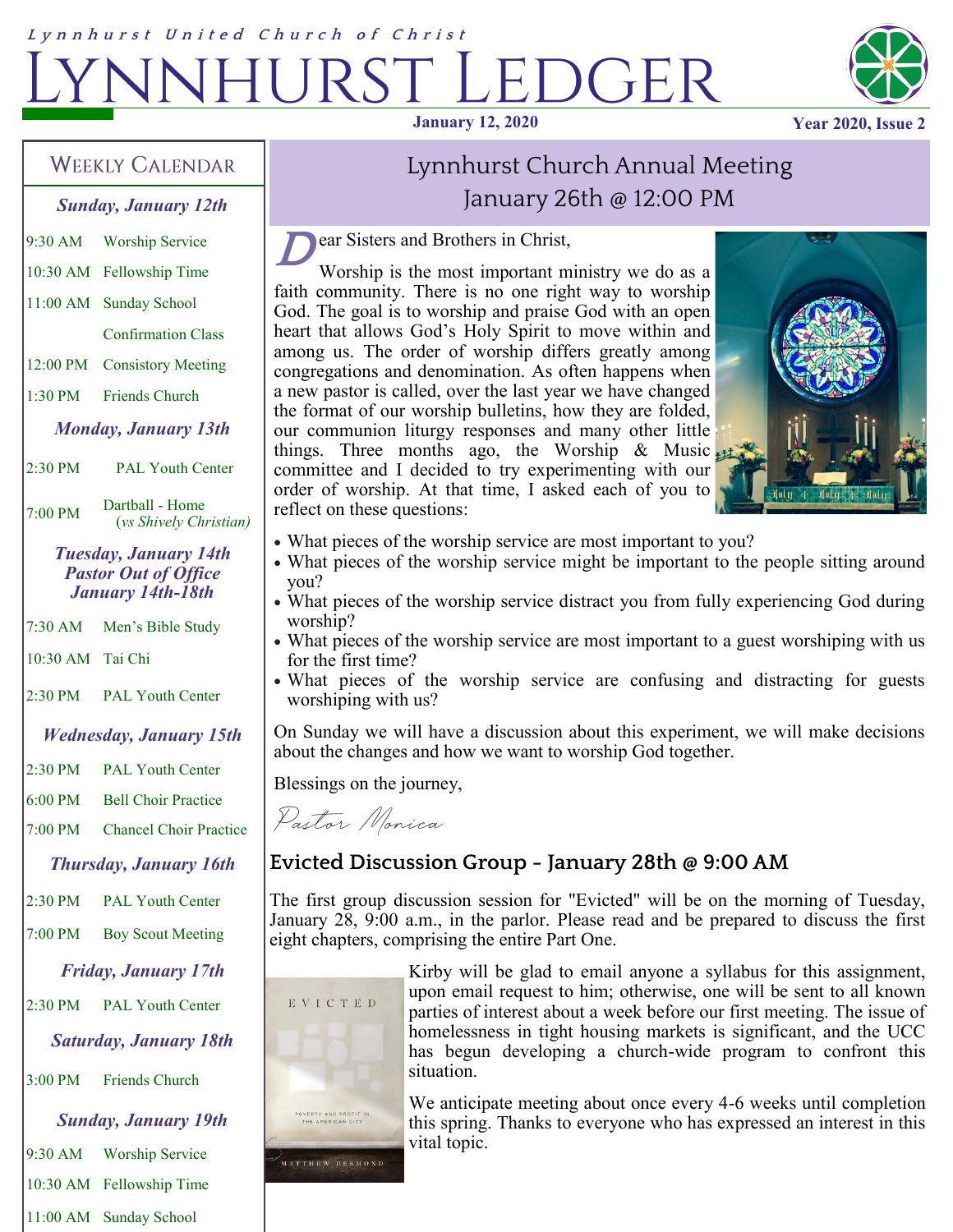*Lynnhurst United Church of Christ*

# Lynnhurst Ledger

**January 12, 2020** **Year 2020, Issue 2**

## Weekly Calendar

### *Sunday, January 12th*

| | |
|---|---|
| 9:30 AM | Worship Service |
| 10:30 AM | Fellowship Time |
| 11:00 AM | Sunday School |
| | Confirmation Class |
| 12:00 PM | Consistory Meeting |
| 1:30 PM | Friends Church |

### *Monday, January 13th*

| | |
|---|---|
| 2:30 PM | PAL Youth Center |
| 7:00 PM | Dartball - Home (*vs Shively Christian*) |

### *Tuesday, January 14th*
### *Pastor Out of Office January 14th-18th*

| | |
|---|---|
| 7:30 AM | Men's Bible Study |
| 10:30 AM | Tai Chi |
| 2:30 PM | PAL Youth Center |

### *Wednesday, January 15th*

| | |
|---|---|
| 2:30 PM | PAL Youth Center |
| 6:00 PM | Bell Choir Practice |
| 7:00 PM | Chancel Choir Practice |

### *Thursday, January 16th*

| | |
|---|---|
| 2:30 PM | PAL Youth Center |
| 7:00 PM | Boy Scout Meeting |

### *Friday, January 17th*

| | |
|---|---|
| 2:30 PM | PAL Youth Center |

### *Saturday, January 18th*

| | |
|---|---|
| 3:00 PM | Friends Church |

### *Sunday, January 19th*

| | |
|---|---|
| 9:30 AM | Worship Service |
| 10:30 AM | Fellowship Time |
| 11:00 AM | Sunday School |

## Lynnhurst Church Annual Meeting January 26th @ 12:00 PM

Dear Sisters and Brothers in Christ,

Worship is the most important ministry we do as a faith community. There is no one right way to worship God. The goal is to worship and praise God with an open heart that allows God's Holy Spirit to move within and among us. The order of worship differs greatly among congregations and denomination. As often happens when a new pastor is called, over the last year we have changed the format of our worship bulletins, how they are folded, our communion liturgy responses and many other little things. Three months ago, the Worship & Music committee and I decided to try experimenting with our order of worship. At that time, I asked each of you to reflect on these questions:

- What pieces of the worship service are most important to you?
- What pieces of the worship service might be important to the people sitting around you?
- What pieces of the worship service distract you from fully experiencing God during worship?
- What pieces of the worship service are most important to a guest worshiping with us for the first time?
- What pieces of the worship service are confusing and distracting for guests worshiping with us?

On Sunday we will have a discussion about this experiment, we will make decisions about the changes and how we want to worship God together.

Blessings on the journey,

*Pastor Monica*

## Evicted Discussion Group - January 28th @ 9:00 AM

The first group discussion session for "Evicted" will be on the morning of Tuesday, January 28, 9:00 a.m., in the parlor. Please read and be prepared to discuss the first eight chapters, comprising the entire Part One.

Kirby will be glad to email anyone a syllabus for this assignment, upon email request to him; otherwise, one will be sent to all known parties of interest about a week before our first meeting. The issue of homelessness in tight housing markets is significant, and the UCC has begun developing a church-wide program to confront this situation.

We anticipate meeting about once every 4-6 weeks until completion this spring. Thanks to everyone who has expressed an interest in this vital topic.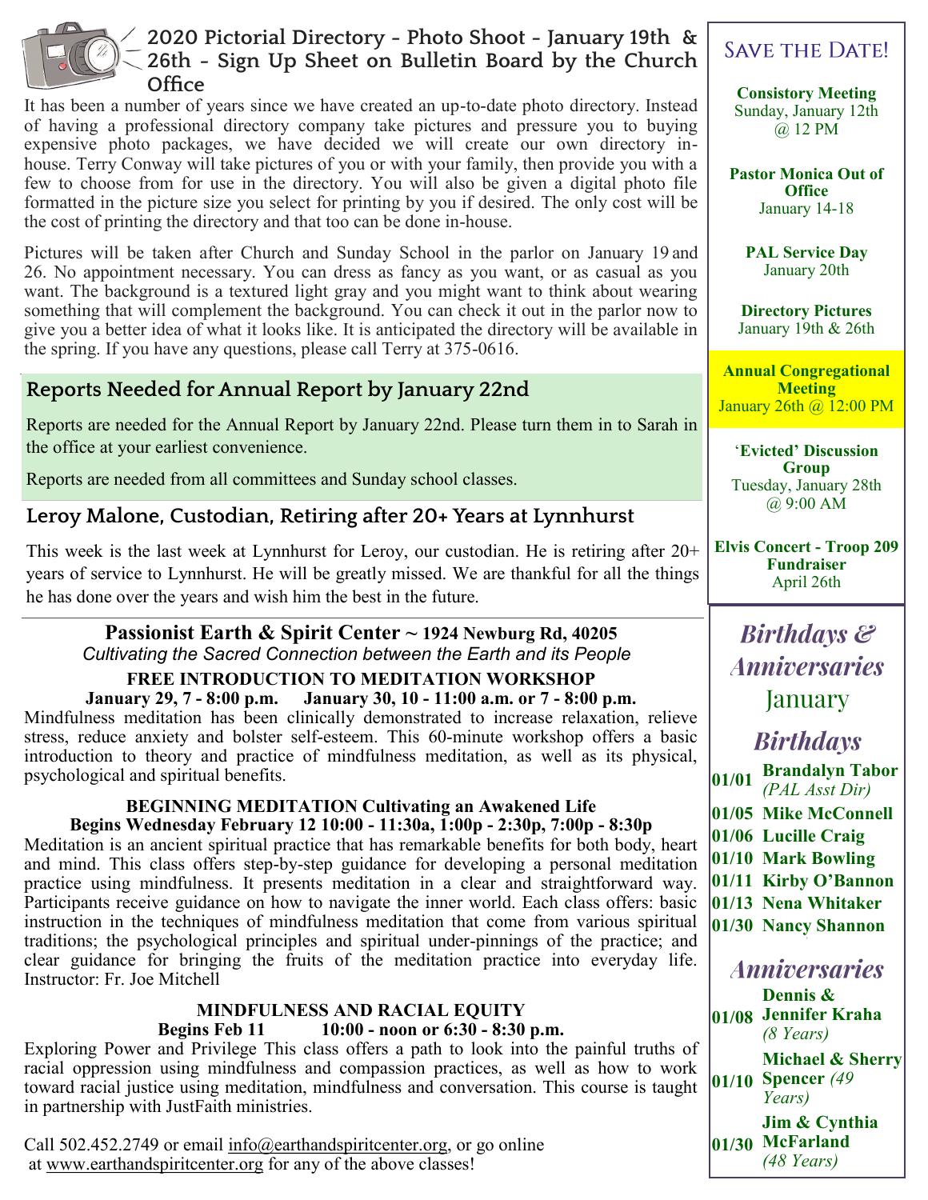## 2020 Pictorial Directory - Photo Shoot - January 19th & 26th - Sign Up Sheet on Bulletin Board by the Church Office

It has been a number of years since we have created an up-to-date photo directory. Instead of having a professional directory company take pictures and pressure you to buying expensive photo packages, we have decided we will create our own directory in-house. Terry Conway will take pictures of you or with your family, then provide you with a few to choose from for use in the directory. You will also be given a digital photo file formatted in the picture size you select for printing by you if desired. The only cost will be the cost of printing the directory and that too can be done in-house.

Pictures will be taken after Church and Sunday School in the parlor on January 19 and 26. No appointment necessary. You can dress as fancy as you want, or as casual as you want. The background is a textured light gray and you might want to think about wearing something that will complement the background. You can check it out in the parlor now to give you a better idea of what it looks like. It is anticipated the directory will be available in the spring. If you have any questions, please call Terry at 375-0616.

## Reports Needed for Annual Report by January 22nd

Reports are needed for the Annual Report by January 22nd. Please turn them in to Sarah in the office at your earliest convenience.

Reports are needed from all committees and Sunday school classes.

## Leroy Malone, Custodian, Retiring after 20+ Years at Lynnhurst

This week is the last week at Lynnhurst for Leroy, our custodian. He is retiring after 20+ years of service to Lynnhurst. He will be greatly missed. We are thankful for all the things he has done over the years and wish him the best in the future.

## Passionist Earth & Spirit Center ~ 1924 Newburg Rd, 40205

*Cultivating the Sacred Connection between the Earth and its People*

**FREE INTRODUCTION TO MEDITATION WORKSHOP**

**January 29, 7 - 8:00 p.m. January 30, 10 - 11:00 a.m. or 7 - 8:00 p.m.**

Mindfulness meditation has been clinically demonstrated to increase relaxation, relieve stress, reduce anxiety and bolster self-esteem. This 60-minute workshop offers a basic introduction to theory and practice of mindfulness meditation, as well as its physical, psychological and spiritual benefits.

**BEGINNING MEDITATION Cultivating an Awakened Life**

**Begins Wednesday February 12 10:00 - 11:30a, 1:00p - 2:30p, 7:00p - 8:30p**

Meditation is an ancient spiritual practice that has remarkable benefits for both body, heart and mind. This class offers step-by-step guidance for developing a personal meditation practice using mindfulness. It presents meditation in a clear and straightforward way. Participants receive guidance on how to navigate the inner world. Each class offers: basic instruction in the techniques of mindfulness meditation that come from various spiritual traditions; the psychological principles and spiritual under-pinnings of the practice; and clear guidance for bringing the fruits of the meditation practice into everyday life. Instructor: Fr. Joe Mitchell

**MINDFULNESS AND RACIAL EQUITY**

**Begins Feb 11 10:00 - noon or 6:30 - 8:30 p.m.**

Exploring Power and Privilege This class offers a path to look into the painful truths of racial oppression using mindfulness and compassion practices, as well as how to work toward racial justice using meditation, mindfulness and conversation. This course is taught in partnership with JustFaith ministries.

Call 502.452.2749 or email info@earthandspiritcenter.org, or go online at www.earthandspiritcenter.org for any of the above classes!

## Save the Date!

**Consistory Meeting**
Sunday, January 12th @ 12 PM

**Pastor Monica Out of Office**
January 14-18

**PAL Service Day**
January 20th

**Directory Pictures**
January 19th & 26th

**Annual Congregational Meeting**
January 26th @ 12:00 PM

**'Evicted' Discussion Group**
Tuesday, January 28th @ 9:00 AM

**Elvis Concert - Troop 209 Fundraiser**
April 26th

## *Birthdays & Anniversaries*

January

### *Birthdays*

- **01/01 Brandalyn Tabor** *(PAL Asst Dir)*
- **01/05 Mike McConnell**
- **01/06 Lucille Craig**
- **01/10 Mark Bowling**
- **01/11 Kirby O'Bannon**
- **01/13 Nena Whitaker**
- **01/30 Nancy Shannon**

### *Anniversaries*

- **01/08 Dennis & Jennifer Kraha** *(8 Years)*
- **01/10 Michael & Sherry Spencer** *(49 Years)*
- **01/30 Jim & Cynthia McFarland** *(48 Years)*